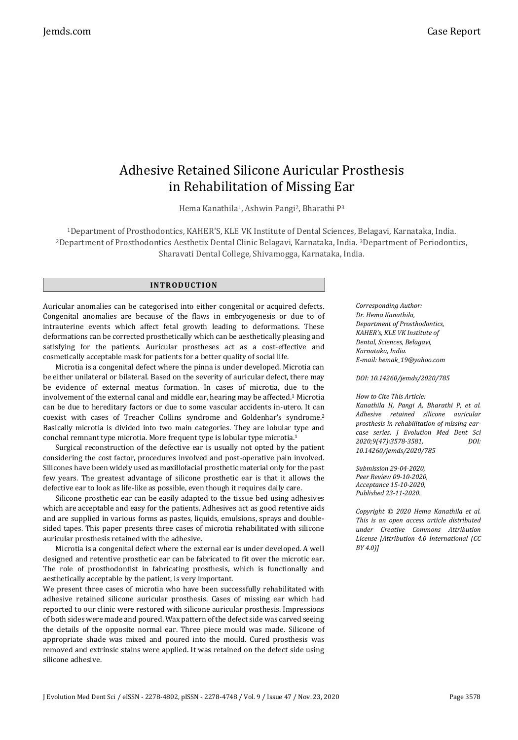# Adhesive Retained Silicone Auricular Prosthesis in Rehabilitation of Missing Ear

Hema Kanathila[1], Ashwin Pangi[2], Bharathi P[3]

[1]Department of Prosthodontics, KAHER'S, KLE VK Institute of Dental Sciences, Belagavi, Karnataka, India. [2]Department of Prosthodontics Aesthetix Dental Clinic Belagavi, Karnataka, India. [3]Department of Periodontics, Sharavati Dental College, Shivamogga, Karnataka, India.

## INTRODUCTION

Auricular anomalies can be categorised into either congenital or acquired defects. Congenital anomalies are because of the flaws in embryogenesis or due to of intrauterine events which affect fetal growth leading to deformations. These deformations can be corrected prosthetically which can be aesthetically pleasing and satisfying for the patients. Auricular prostheses act as a cost-effective and cosmetically acceptable mask for patients for a better quality of social life.

Microtia is a congenital defect where the pinna is under developed. Microtia can be either unilateral or bilateral. Based on the severity of auricular defect, there may be evidence of external meatus formation. In cases of microtia, due to the involvement of the external canal and middle ear, hearing may be affected.[1] Microtia can be due to hereditary factors or due to some vascular accidents in-utero. It can coexist with cases of Treacher Collins syndrome and Goldenhar's syndrome.[2] Basically microtia is divided into two main categories. They are lobular type and conchal remnant type microtia. More frequent type is lobular type microtia.[1]

Surgical reconstruction of the defective ear is usually not opted by the patient considering the cost factor, procedures involved and post-operative pain involved. Silicones have been widely used as maxillofacial prosthetic material only for the past few years. The greatest advantage of silicone prosthetic ear is that it allows the defective ear to look as life-like as possible, even though it requires daily care.

Silicone prosthetic ear can be easily adapted to the tissue bed using adhesives which are acceptable and easy for the patients. Adhesives act as good retentive aids and are supplied in various forms as pastes, liquids, emulsions, sprays and double-sided tapes. This paper presents three cases of microtia rehabilitated with silicone auricular prosthesis retained with the adhesive.

Microtia is a congenital defect where the external ear is under developed. A well designed and retentive prosthetic ear can be fabricated to fit over the microtic ear. The role of prosthodontist in fabricating prosthesis, which is functionally and aesthetically acceptable by the patient, is very important.

We present three cases of microtia who have been successfully rehabilitated with adhesive retained silicone auricular prosthesis. Cases of missing ear which had reported to our clinic were restored with silicone auricular prosthesis. Impressions of both sides were made and poured. Wax pattern of the defect side was carved seeing the details of the opposite normal ear. Three piece mould was made. Silicone of appropriate shade was mixed and poured into the mould. Cured prosthesis was removed and extrinsic stains were applied. It was retained on the defect side using silicone adhesive.

*Corresponding Author:*
*Dr. Hema Kanathila,*
*Department of Prosthodontics,*
*KAHER's, KLE VK Institute of*
*Dental, Sciences, Belagavi,*
*Karnataka, India.*
*E-mail: hemak_19@yahoo.com*

*DOI: 10.14260/jemds/2020/785*

*How to Cite This Article:*
*Kanathila H, Pangi A, Bharathi P, et al. Adhesive retained silicone auricular prosthesis in rehabilitation of missing ear-case series. J Evolution Med Dent Sci 2020;9(47):3578-3581, DOI: 10.14260/jemds/2020/785*

*Submission 29-04-2020,*
*Peer Review 09-10-2020,*
*Acceptance 15-10-2020,*
*Published 23-11-2020.*

*Copyright © 2020 Hema Kanathila et al. This is an open access article distributed under Creative Commons Attribution License [Attribution 4.0 International (CC BY 4.0)]*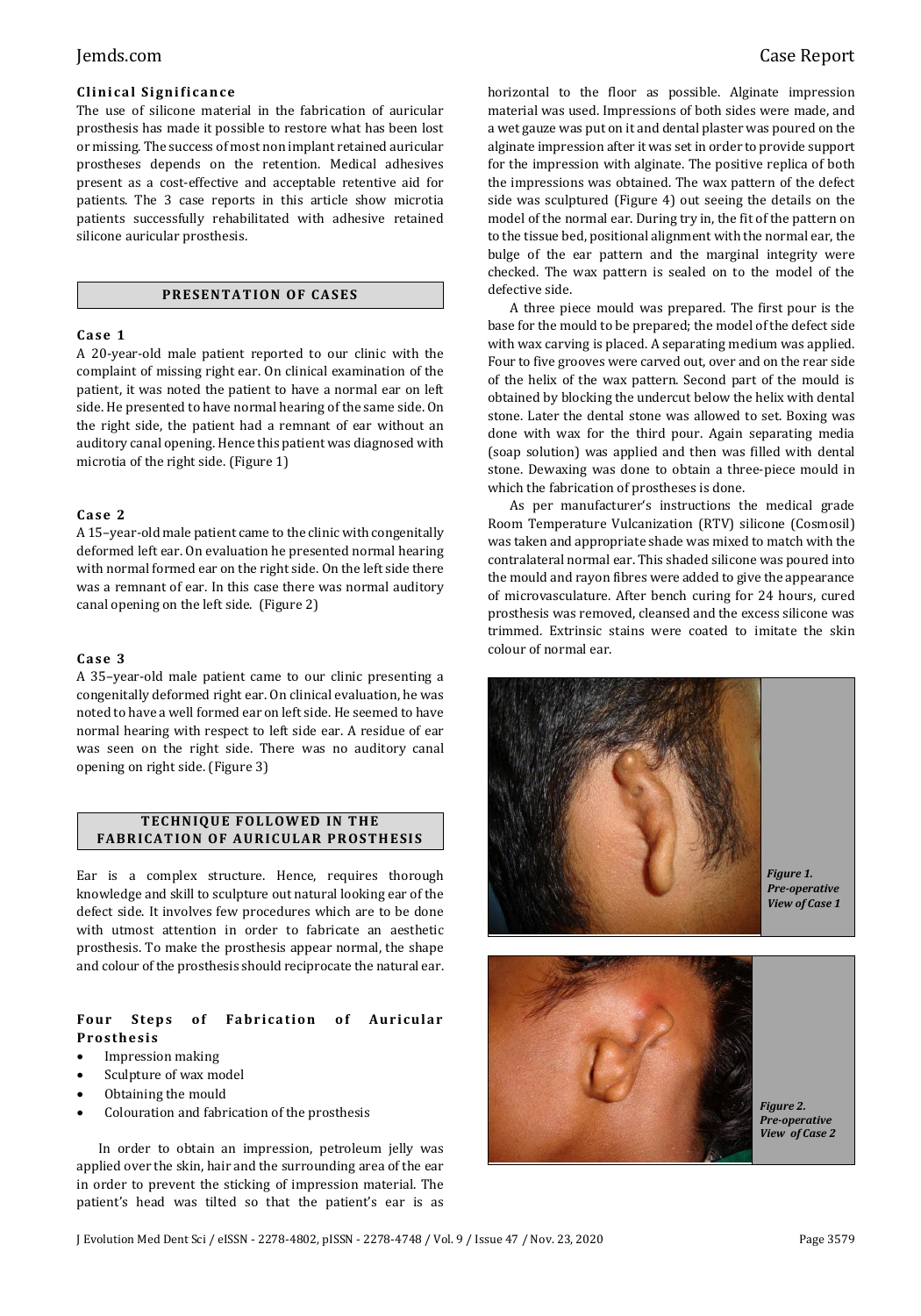## Clinical Significance

The use of silicone material in the fabrication of auricular prosthesis has made it possible to restore what has been lost or missing. The success of most non implant retained auricular prostheses depends on the retention. Medical adhesives present as a cost-effective and acceptable retentive aid for patients. The 3 case reports in this article show microtia patients successfully rehabilitated with adhesive retained silicone auricular prosthesis.

## PRESENTATION OF CASES

### Case 1

A 20-year-old male patient reported to our clinic with the complaint of missing right ear. On clinical examination of the patient, it was noted the patient to have a normal ear on left side. He presented to have normal hearing of the same side. On the right side, the patient had a remnant of ear without an auditory canal opening. Hence this patient was diagnosed with microtia of the right side. (Figure 1)

### Case 2

A 15–year-old male patient came to the clinic with congenitally deformed left ear. On evaluation he presented normal hearing with normal formed ear on the right side. On the left side there was a remnant of ear. In this case there was normal auditory canal opening on the left side. (Figure 2)

### Case 3

A 35–year-old male patient came to our clinic presenting a congenitally deformed right ear. On clinical evaluation, he was noted to have a well formed ear on left side. He seemed to have normal hearing with respect to left side ear. A residue of ear was seen on the right side. There was no auditory canal opening on right side. (Figure 3)

## TECHNIQUE FOLLOWED IN THE FABRICATION OF AURICULAR PROSTHESIS

Ear is a complex structure. Hence, requires thorough knowledge and skill to sculpture out natural looking ear of the defect side. It involves few procedures which are to be done with utmost attention in order to fabricate an aesthetic prosthesis. To make the prosthesis appear normal, the shape and colour of the prosthesis should reciprocate the natural ear.

### Four Steps of Fabrication of Auricular Prosthesis

- Impression making
- Sculpture of wax model
- Obtaining the mould
- Colouration and fabrication of the prosthesis

In order to obtain an impression, petroleum jelly was applied over the skin, hair and the surrounding area of the ear in order to prevent the sticking of impression material. The patient's head was tilted so that the patient's ear is as horizontal to the floor as possible. Alginate impression material was used. Impressions of both sides were made, and a wet gauze was put on it and dental plaster was poured on the alginate impression after it was set in order to provide support for the impression with alginate. The positive replica of both the impressions was obtained. The wax pattern of the defect side was sculptured (Figure 4) out seeing the details on the model of the normal ear. During try in, the fit of the pattern on to the tissue bed, positional alignment with the normal ear, the bulge of the ear pattern and the marginal integrity were checked. The wax pattern is sealed on to the model of the defective side.

A three piece mould was prepared. The first pour is the base for the mould to be prepared; the model of the defect side with wax carving is placed. A separating medium was applied. Four to five grooves were carved out, over and on the rear side of the helix of the wax pattern. Second part of the mould is obtained by blocking the undercut below the helix with dental stone. Later the dental stone was allowed to set. Boxing was done with wax for the third pour. Again separating media (soap solution) was applied and then was filled with dental stone. Dewaxing was done to obtain a three-piece mould in which the fabrication of prostheses is done.

As per manufacturer's instructions the medical grade Room Temperature Vulcanization (RTV) silicone (Cosmosil) was taken and appropriate shade was mixed to match with the contralateral normal ear. This shaded silicone was poured into the mould and rayon fibres were added to give the appearance of microvasculature. After bench curing for 24 hours, cured prosthesis was removed, cleansed and the excess silicone was trimmed. Extrinsic stains were coated to imitate the skin colour of normal ear.

*Figure 1. Pre-operative View of Case 1*

*Figure 2. Pre-operative View of Case 2*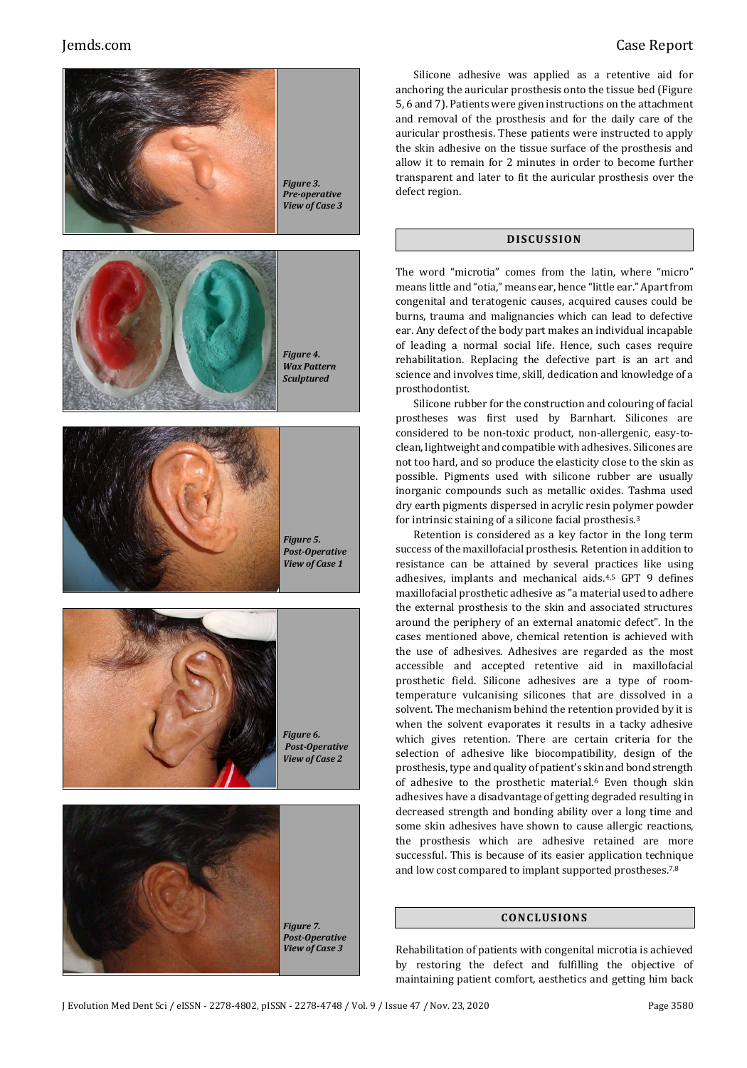Figure 3. Pre-operative View of Case 3

Figure 4. Wax Pattern Sculptured

Figure 5. Post-Operative View of Case 1

Figure 6. Post-Operative View of Case 2

Figure 7. Post-Operative View of Case 3

Silicone adhesive was applied as a retentive aid for anchoring the auricular prosthesis onto the tissue bed (Figure 5, 6 and 7). Patients were given instructions on the attachment and removal of the prosthesis and for the daily care of the auricular prosthesis. These patients were instructed to apply the skin adhesive on the tissue surface of the prosthesis and allow it to remain for 2 minutes in order to become further transparent and later to fit the auricular prosthesis over the defect region.

## DISCUSSION

The word "microtia" comes from the latin, where "micro" means little and "otia," means ear, hence "little ear." Apart from congenital and teratogenic causes, acquired causes could be burns, trauma and malignancies which can lead to defective ear. Any defect of the body part makes an individual incapable of leading a normal social life. Hence, such cases require rehabilitation. Replacing the defective part is an art and science and involves time, skill, dedication and knowledge of a prosthodontist.

Silicone rubber for the construction and colouring of facial prostheses was first used by Barnhart. Silicones are considered to be non-toxic product, non-allergenic, easy-to-clean, lightweight and compatible with adhesives. Silicones are not too hard, and so produce the elasticity close to the skin as possible. Pigments used with silicone rubber are usually inorganic compounds such as metallic oxides. Tashma used dry earth pigments dispersed in acrylic resin polymer powder for intrinsic staining of a silicone facial prosthesis.[3]

Retention is considered as a key factor in the long term success of the maxillofacial prosthesis. Retention in addition to resistance can be attained by several practices like using adhesives, implants and mechanical aids.[4,5] GPT 9 defines maxillofacial prosthetic adhesive as "a material used to adhere the external prosthesis to the skin and associated structures around the periphery of an external anatomic defect". In the cases mentioned above, chemical retention is achieved with the use of adhesives. Adhesives are regarded as the most accessible and accepted retentive aid in maxillofacial prosthetic field. Silicone adhesives are a type of room-temperature vulcanising silicones that are dissolved in a solvent. The mechanism behind the retention provided by it is when the solvent evaporates it results in a tacky adhesive which gives retention. There are certain criteria for the selection of adhesive like biocompatibility, design of the prosthesis, type and quality of patient's skin and bond strength of adhesive to the prosthetic material.[6] Even though skin adhesives have a disadvantage of getting degraded resulting in decreased strength and bonding ability over a long time and some skin adhesives have shown to cause allergic reactions, the prosthesis which are adhesive retained are more successful. This is because of its easier application technique and low cost compared to implant supported prostheses.[7,8]

## CONCLUSIONS

Rehabilitation of patients with congenital microtia is achieved by restoring the defect and fulfilling the objective of maintaining patient comfort, aesthetics and getting him back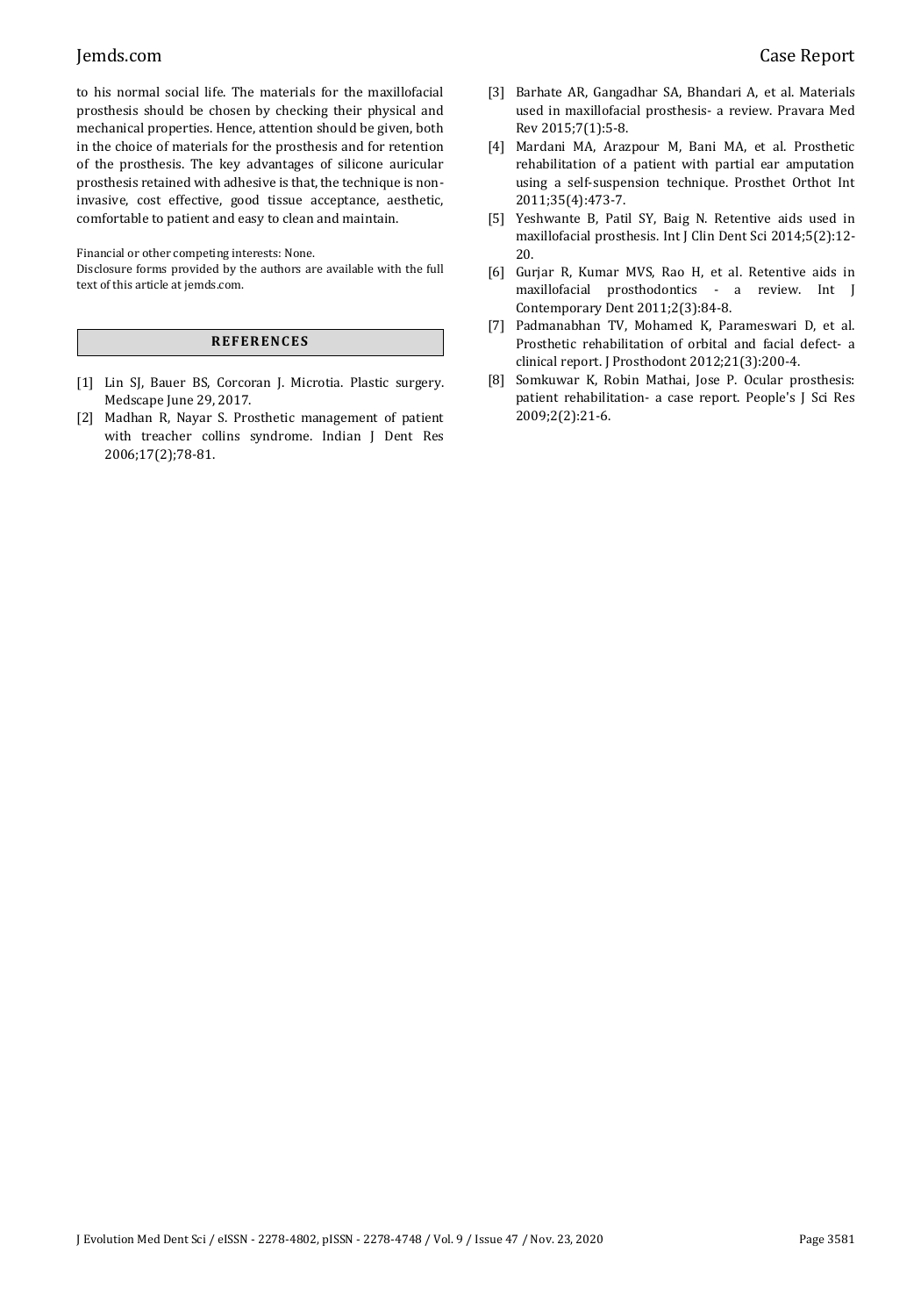to his normal social life. The materials for the maxillofacial prosthesis should be chosen by checking their physical and mechanical properties. Hence, attention should be given, both in the choice of materials for the prosthesis and for retention of the prosthesis. The key advantages of silicone auricular prosthesis retained with adhesive is that, the technique is non-invasive, cost effective, good tissue acceptance, aesthetic, comfortable to patient and easy to clean and maintain.

Financial or other competing interests: None.
Disclosure forms provided by the authors are available with the full text of this article at jemds.com.

## REFERENCES

[1] Lin SJ, Bauer BS, Corcoran J. Microtia. Plastic surgery. Medscape June 29, 2017.

[2] Madhan R, Nayar S. Prosthetic management of patient with treacher collins syndrome. Indian J Dent Res 2006;17(2);78-81.

[3] Barhate AR, Gangadhar SA, Bhandari A, et al. Materials used in maxillofacial prosthesis- a review. Pravara Med Rev 2015;7(1):5-8.

[4] Mardani MA, Arazpour M, Bani MA, et al. Prosthetic rehabilitation of a patient with partial ear amputation using a self-suspension technique. Prosthet Orthot Int 2011;35(4):473-7.

[5] Yeshwante B, Patil SY, Baig N. Retentive aids used in maxillofacial prosthesis. Int J Clin Dent Sci 2014;5(2):12-20.

[6] Gurjar R, Kumar MVS, Rao H, et al. Retentive aids in maxillofacial prosthodontics - a review. Int J Contemporary Dent 2011;2(3):84-8.

[7] Padmanabhan TV, Mohamed K, Parameswari D, et al. Prosthetic rehabilitation of orbital and facial defect- a clinical report. J Prosthodont 2012;21(3):200-4.

[8] Somkuwar K, Robin Mathai, Jose P. Ocular prosthesis: patient rehabilitation- a case report. People's J Sci Res 2009;2(2):21-6.